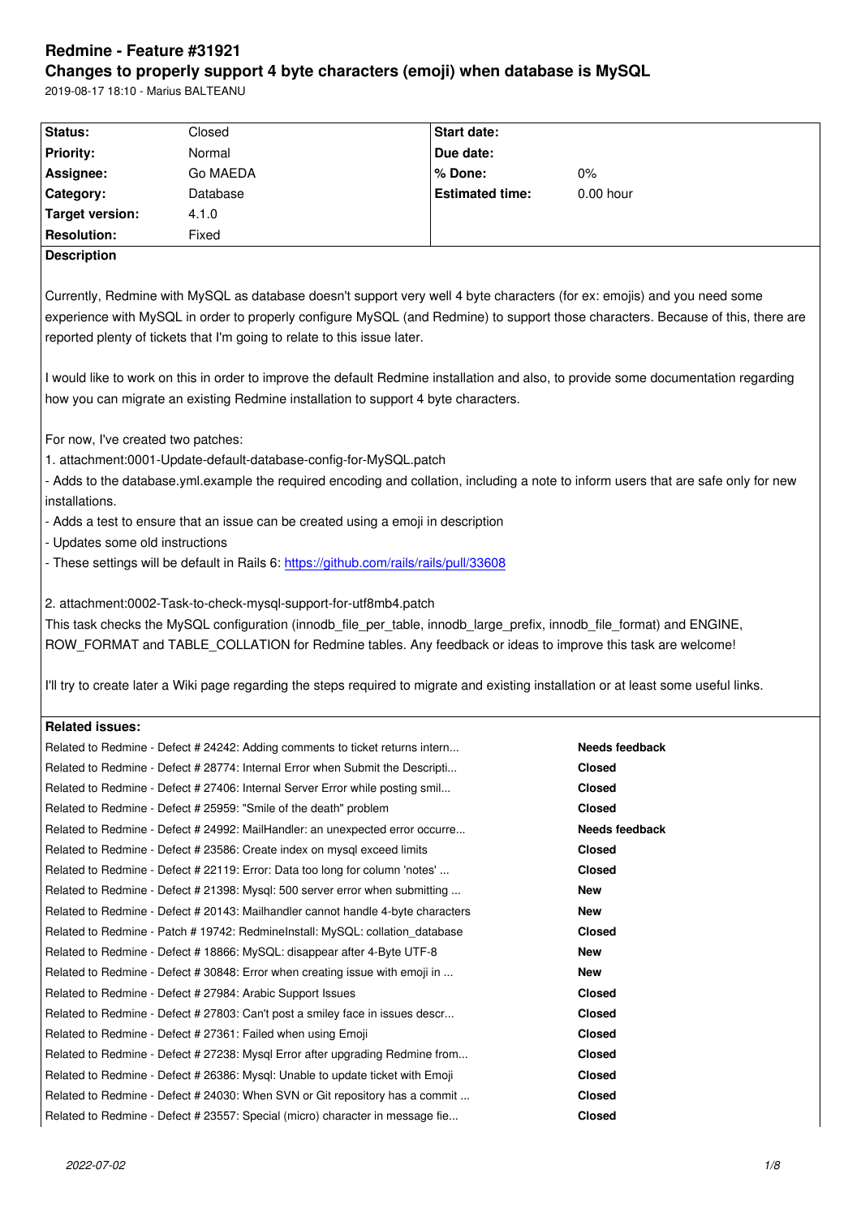# Redmine - Feature #31921

## Changes to properly support 4 byte characters (emoji) when database is MySQL

2019-08-17 18:10 - Marius BALTEANU

| Status: | Closed | Start date: | |
|---|---|---|---|
| Priority: | Normal | Due date: | |
| Assignee: | Go MAEDA | % Done: | 0% |
| Category: | Database | Estimated time: | 0.00 hour |
| Target version: | 4.1.0 | | |
| Resolution: | Fixed | | |

**Description**

Currently, Redmine with MySQL as database doesn't support very well 4 byte characters (for ex: emojis) and you need some experience with MySQL in order to properly configure MySQL (and Redmine) to support those characters. Because of this, there are reported plenty of tickets that I'm going to relate to this issue later.

I would like to work on this in order to improve the default Redmine installation and also, to provide some documentation regarding how you can migrate an existing Redmine installation to support 4 byte characters.

For now, I've created two patches:

1. attachment:0001-Update-default-database-config-for-MySQL.patch
- Adds to the database.yml.example the required encoding and collation, including a note to inform users that are safe only for new installations.
- Adds a test to ensure that an issue can be created using a emoji in description
- Updates some old instructions
- These settings will be default in Rails 6: https://github.com/rails/rails/pull/33608

2. attachment:0002-Task-to-check-mysql-support-for-utf8mb4.patch
This task checks the MySQL configuration (innodb_file_per_table, innodb_large_prefix, innodb_file_format) and ENGINE, ROW_FORMAT and TABLE_COLLATION for Redmine tables. Any feedback or ideas to improve this task are welcome!

I'll try to create later a Wiki page regarding the steps required to migrate and existing installation or at least some useful links.

**Related issues:**

| | |
|---|---|
| Related to Redmine - Defect # 24242: Adding comments to ticket returns intern... | **Needs feedback** |
| Related to Redmine - Defect # 28774: Internal Error when Submit the Descripti... | **Closed** |
| Related to Redmine - Defect # 27406: Internal Server Error while posting smil... | **Closed** |
| Related to Redmine - Defect # 25959: "Smile of the death" problem | **Closed** |
| Related to Redmine - Defect # 24992: MailHandler: an unexpected error occurre... | **Needs feedback** |
| Related to Redmine - Defect # 23586: Create index on mysql exceed limits | **Closed** |
| Related to Redmine - Defect # 22119: Error: Data too long for column 'notes' ... | **Closed** |
| Related to Redmine - Defect # 21398: Mysql: 500 server error when submitting ... | **New** |
| Related to Redmine - Defect # 20143: Mailhandler cannot handle 4-byte characters | **New** |
| Related to Redmine - Patch # 19742: RedmineInstall: MySQL: collation_database | **Closed** |
| Related to Redmine - Defect # 18866: MySQL: disappear after 4-Byte UTF-8 | **New** |
| Related to Redmine - Defect # 30848: Error when creating issue with emoji in ... | **New** |
| Related to Redmine - Defect # 27984: Arabic Support Issues | **Closed** |
| Related to Redmine - Defect # 27803: Can't post a smiley face in issues descr... | **Closed** |
| Related to Redmine - Defect # 27361: Failed when using Emoji | **Closed** |
| Related to Redmine - Defect # 27238: Mysql Error after upgrading Redmine from... | **Closed** |
| Related to Redmine - Defect # 26386: Mysql: Unable to update ticket with Emoji | **Closed** |
| Related to Redmine - Defect # 24030: When SVN or Git repository has a commit ... | **Closed** |
| Related to Redmine - Defect # 23557: Special (micro) character in message fie... | **Closed** |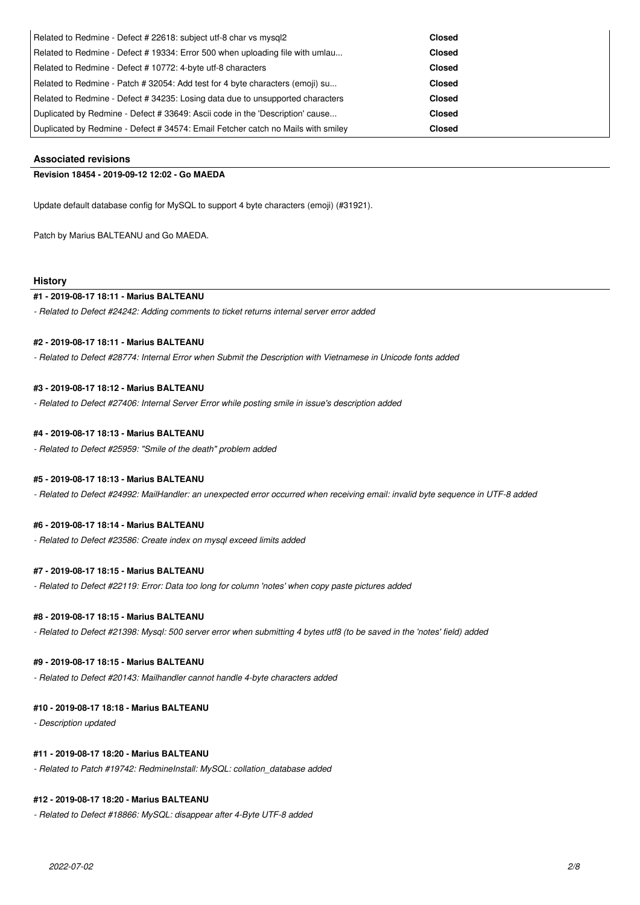| | |
|---|---|
| Related to Redmine - Defect # 22618: subject utf-8 char vs mysql2 | **Closed** |
| Related to Redmine - Defect # 19334: Error 500 when uploading file with umlau... | **Closed** |
| Related to Redmine - Defect # 10772: 4-byte utf-8 characters | **Closed** |
| Related to Redmine - Patch # 32054: Add test for 4 byte characters (emoji) su... | **Closed** |
| Related to Redmine - Defect # 34235: Losing data due to unsupported characters | **Closed** |
| Duplicated by Redmine - Defect # 33649: Ascii code in the 'Description' cause... | **Closed** |
| Duplicated by Redmine - Defect # 34574: Email Fetcher catch no Mails with smiley | **Closed** |

### Associated revisions

**Revision 18454 - 2019-09-12 12:02 - Go MAEDA**

Update default database config for MySQL to support 4 byte characters (emoji) (#31921).

Patch by Marius BALTEANU and Go MAEDA.

### History

**#1 - 2019-08-17 18:11 - Marius BALTEANU**

*- Related to Defect #24242: Adding comments to ticket returns internal server error added*

**#2 - 2019-08-17 18:11 - Marius BALTEANU**

*- Related to Defect #28774: Internal Error when Submit the Description with Vietnamese in Unicode fonts added*

**#3 - 2019-08-17 18:12 - Marius BALTEANU**

*- Related to Defect #27406: Internal Server Error while posting smile in issue's description added*

**#4 - 2019-08-17 18:13 - Marius BALTEANU**

*- Related to Defect #25959: "Smile of the death" problem added*

**#5 - 2019-08-17 18:13 - Marius BALTEANU**

*- Related to Defect #24992: MailHandler: an unexpected error occurred when receiving email: invalid byte sequence in UTF-8 added*

**#6 - 2019-08-17 18:14 - Marius BALTEANU**

*- Related to Defect #23586: Create index on mysql exceed limits added*

**#7 - 2019-08-17 18:15 - Marius BALTEANU**

*- Related to Defect #22119: Error: Data too long for column 'notes' when copy paste pictures added*

**#8 - 2019-08-17 18:15 - Marius BALTEANU**

*- Related to Defect #21398: Mysql: 500 server error when submitting 4 bytes utf8 (to be saved in the 'notes' field) added*

**#9 - 2019-08-17 18:15 - Marius BALTEANU**

*- Related to Defect #20143: Mailhandler cannot handle 4-byte characters added*

**#10 - 2019-08-17 18:18 - Marius BALTEANU**

*- Description updated*

**#11 - 2019-08-17 18:20 - Marius BALTEANU**

*- Related to Patch #19742: RedmineInstall: MySQL: collation_database added*

**#12 - 2019-08-17 18:20 - Marius BALTEANU**

*- Related to Defect #18866: MySQL: disappear after 4-Byte UTF-8 added*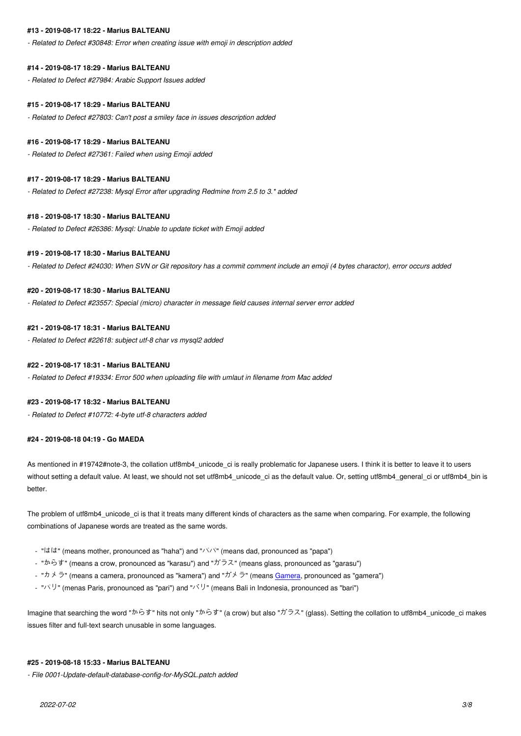#### #13 - 2019-08-17 18:22 - Marius BALTEANU

*- Related to Defect #30848: Error when creating issue with emoji in description added*

#### #14 - 2019-08-17 18:29 - Marius BALTEANU

*- Related to Defect #27984: Arabic Support Issues added*

#### #15 - 2019-08-17 18:29 - Marius BALTEANU

*- Related to Defect #27803: Can't post a smiley face in issues description added*

#### #16 - 2019-08-17 18:29 - Marius BALTEANU

*- Related to Defect #27361: Failed when using Emoji added*

#### #17 - 2019-08-17 18:29 - Marius BALTEANU

*- Related to Defect #27238: Mysql Error after upgrading Redmine from 2.5 to 3.* added*

#### #18 - 2019-08-17 18:30 - Marius BALTEANU

*- Related to Defect #26386: Mysql: Unable to update ticket with Emoji added*

#### #19 - 2019-08-17 18:30 - Marius BALTEANU

*- Related to Defect #24030: When SVN or Git repository has a commit comment include an emoji (4 bytes charactor), error occurs added*

#### #20 - 2019-08-17 18:30 - Marius BALTEANU

*- Related to Defect #23557: Special (micro) character in message field causes internal server error added*

#### #21 - 2019-08-17 18:31 - Marius BALTEANU

*- Related to Defect #22618: subject utf-8 char vs mysql2 added*

#### #22 - 2019-08-17 18:31 - Marius BALTEANU

*- Related to Defect #19334: Error 500 when uploading file with umlaut in filename from Mac added*

#### #23 - 2019-08-17 18:32 - Marius BALTEANU

*- Related to Defect #10772: 4-byte utf-8 characters added*

#### #24 - 2019-08-18 04:19 - Go MAEDA

As mentioned in #19742#note-3, the collation utf8mb4_unicode_ci is really problematic for Japanese users. I think it is better to leave it to users without setting a default value. At least, we should not set utf8mb4_unicode_ci as the default value. Or, setting utf8mb4_general_ci or utf8mb4_bin is better.

The problem of utf8mb4_unicode_ci is that it treats many different kinds of characters as the same when comparing. For example, the following combinations of Japanese words are treated as the same words.

- "はは" (means mother, pronounced as "haha") and "パパ" (means dad, pronounced as "papa")
- "からす" (means a crow, pronounced as "karasu") and "ガラス" (means glass, pronounced as "garasu")
- "カメラ" (means a camera, pronounced as "kamera") and "ガメラ" (means Gamera, pronounced as "gamera")
- "パリ" (menas Paris, pronounced as "pari") and "バリ" (means Bali in Indonesia, pronounced as "bari")

Imagine that searching the word "からす" hits not only "からす" (a crow) but also "ガラス" (glass). Setting the collation to utf8mb4_unicode_ci makes issues filter and full-text search unusable in some languages.

#### #25 - 2019-08-18 15:33 - Marius BALTEANU

*- File 0001-Update-default-database-config-for-MySQL.patch added*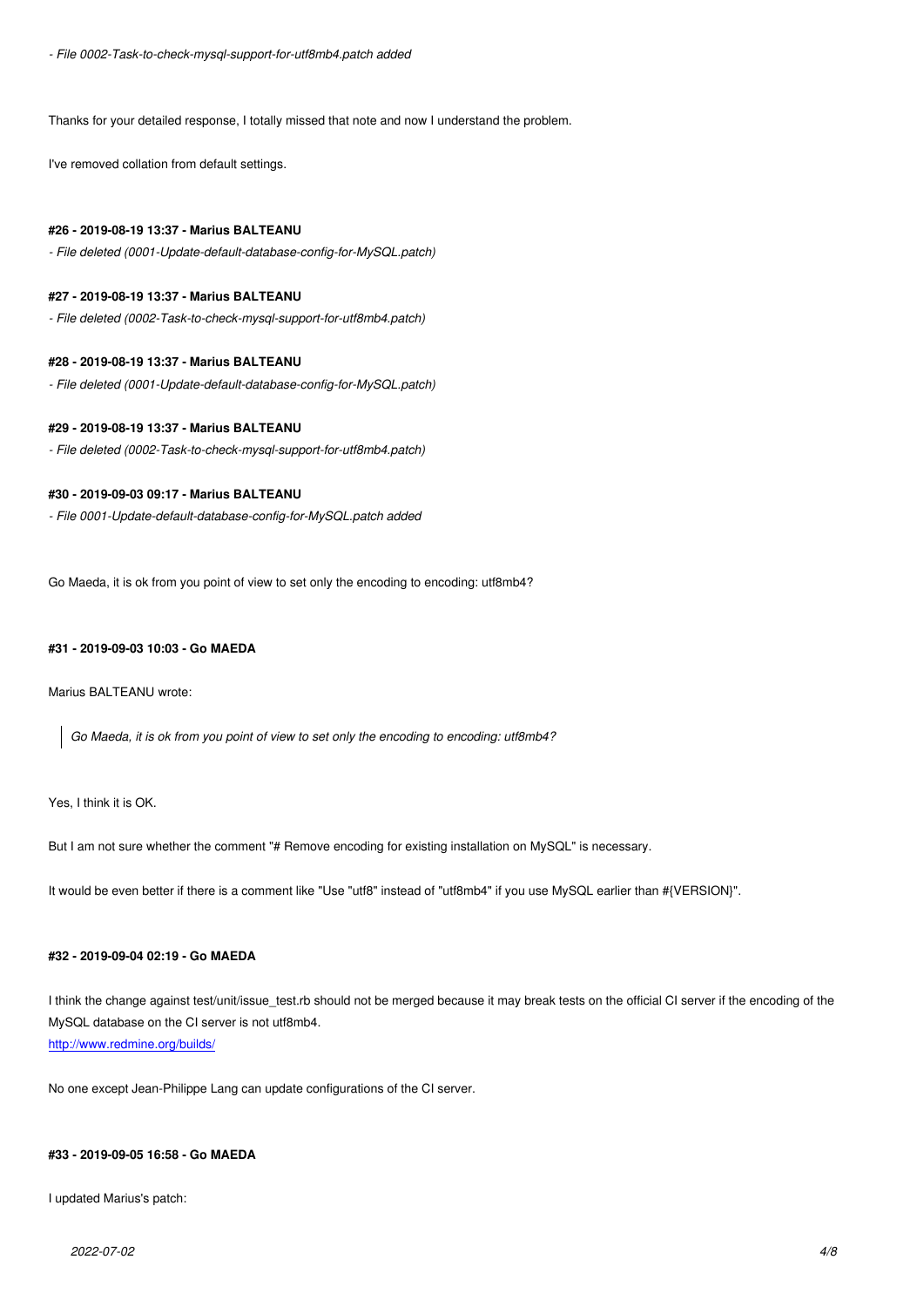*- File 0002-Task-to-check-mysql-support-for-utf8mb4.patch added*

Thanks for your detailed response, I totally missed that note and now I understand the problem.

I've removed collation from default settings.

#### #26 - 2019-08-19 13:37 - Marius BALTEANU

*- File deleted (0001-Update-default-database-config-for-MySQL.patch)*

#### #27 - 2019-08-19 13:37 - Marius BALTEANU

*- File deleted (0002-Task-to-check-mysql-support-for-utf8mb4.patch)*

#### #28 - 2019-08-19 13:37 - Marius BALTEANU

*- File deleted (0001-Update-default-database-config-for-MySQL.patch)*

#### #29 - 2019-08-19 13:37 - Marius BALTEANU

*- File deleted (0002-Task-to-check-mysql-support-for-utf8mb4.patch)*

#### #30 - 2019-09-03 09:17 - Marius BALTEANU

*- File 0001-Update-default-database-config-for-MySQL.patch added*

Go Maeda, it is ok from you point of view to set only the encoding to encoding: utf8mb4?

#### #31 - 2019-09-03 10:03 - Go MAEDA

Marius BALTEANU wrote:

> *Go Maeda, it is ok from you point of view to set only the encoding to encoding: utf8mb4?*

Yes, I think it is OK.

But I am not sure whether the comment "# Remove encoding for existing installation on MySQL" is necessary.

It would be even better if there is a comment like "Use "utf8" instead of "utf8mb4" if you use MySQL earlier than #{VERSION}".

#### #32 - 2019-09-04 02:19 - Go MAEDA

I think the change against test/unit/issue_test.rb should not be merged because it may break tests on the official CI server if the encoding of the MySQL database on the CI server is not utf8mb4.
http://www.redmine.org/builds/

No one except Jean-Philippe Lang can update configurations of the CI server.

#### #33 - 2019-09-05 16:58 - Go MAEDA

I updated Marius's patch: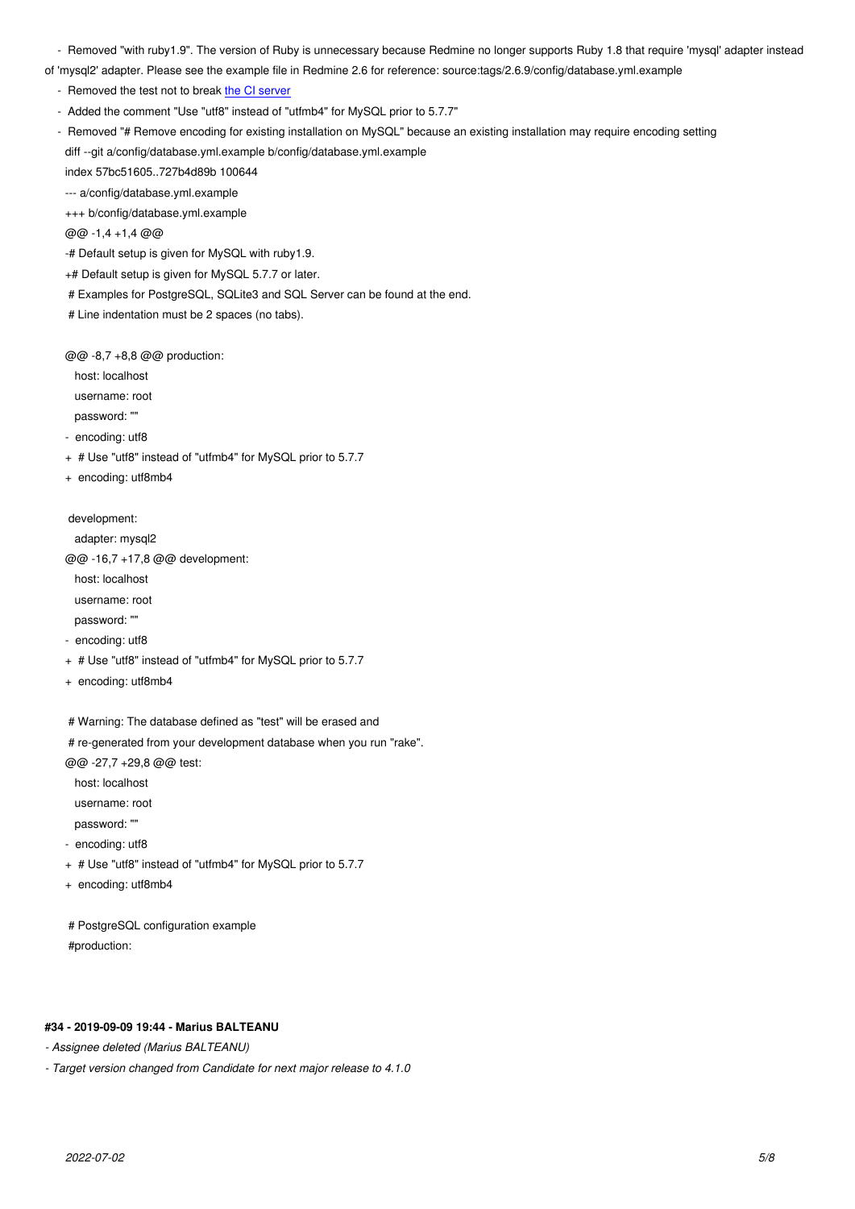- Removed "with ruby1.9". The version of Ruby is unnecessary because Redmine no longer supports Ruby 1.8 that require 'mysql' adapter instead of 'mysql2' adapter. Please see the example file in Redmine 2.6 for reference: source:tags/2.6.9/config/database.yml.example
- Removed the test not to break the CI server
- Added the comment "Use "utf8" instead of "utfmb4" for MySQL prior to 5.7.7"
- Removed "# Remove encoding for existing installation on MySQL" because an existing installation may require encoding setting

```
diff --git a/config/database.yml.example b/config/database.yml.example
index 57bc51605..727b4d89b 100644
--- a/config/database.yml.example
+++ b/config/database.yml.example
@@ -1,4 +1,4 @@
-# Default setup is given for MySQL with ruby1.9.
+# Default setup is given for MySQL 5.7.7 or later.
 # Examples for PostgreSQL, SQLite3 and SQL Server can be found at the end.
 # Line indentation must be 2 spaces (no tabs).

@@ -8,7 +8,8 @@ production:
   host: localhost
   username: root
   password: ""
-  encoding: utf8
+  # Use "utf8" instead of "utfmb4" for MySQL prior to 5.7.7
+  encoding: utf8mb4

 development:
   adapter: mysql2
@@ -16,7 +17,8 @@ development:
   host: localhost
   username: root
   password: ""
-  encoding: utf8
+  # Use "utf8" instead of "utfmb4" for MySQL prior to 5.7.7
+  encoding: utf8mb4

 # Warning: The database defined as "test" will be erased and
 # re-generated from your development database when you run "rake".
@@ -27,7 +29,8 @@ test:
   host: localhost
   username: root
   password: ""
-  encoding: utf8
+  # Use "utf8" instead of "utfmb4" for MySQL prior to 5.7.7
+  encoding: utf8mb4

 # PostgreSQL configuration example
 #production:
```

#### #34 - 2019-09-09 19:44 - Marius BALTEANU

*- Assignee deleted (Marius BALTEANU)*

*- Target version changed from Candidate for next major release to 4.1.0*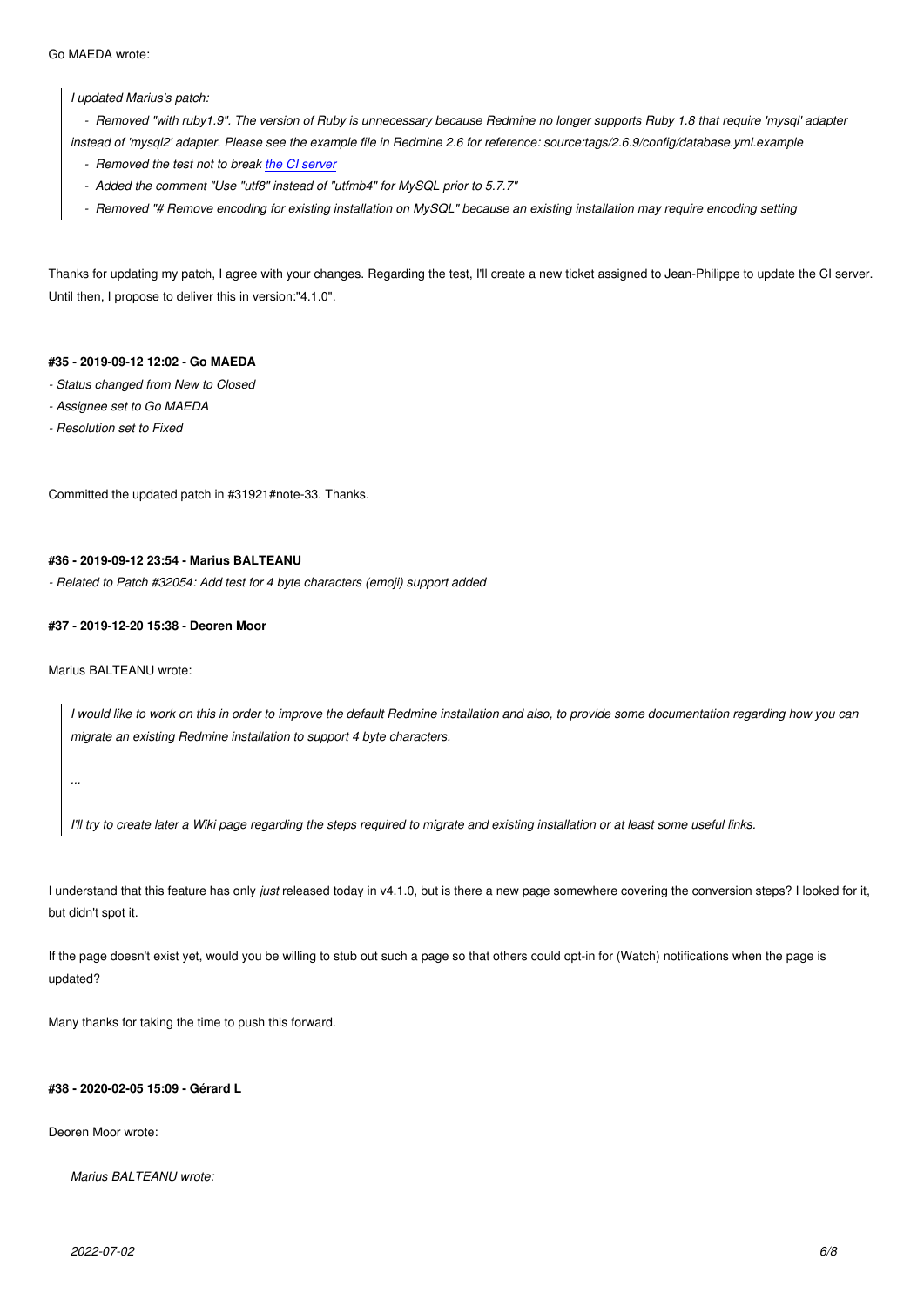Go MAEDA wrote:

> *I updated Marius's patch:*
>
> - *Removed "with ruby1.9". The version of Ruby is unnecessary because Redmine no longer supports Ruby 1.8 that require 'mysql' adapter instead of 'mysql2' adapter. Please see the example file in Redmine 2.6 for reference: source:tags/2.6.9/config/database.yml.example*
> - *Removed the test not to break [the CI server]*
> - *Added the comment "Use "utf8" instead of "utfmb4" for MySQL prior to 5.7.7"*
> - *Removed "# Remove encoding for existing installation on MySQL" because an existing installation may require encoding setting*

Thanks for updating my patch, I agree with your changes. Regarding the test, I'll create a new ticket assigned to Jean-Philippe to update the CI server. Until then, I propose to deliver this in version:"4.1.0".

#### #35 - 2019-09-12 12:02 - Go MAEDA

- *Status changed from New to Closed*
- *Assignee set to Go MAEDA*
- *Resolution set to Fixed*

Committed the updated patch in #31921#note-33. Thanks.

#### #36 - 2019-09-12 23:54 - Marius BALTEANU

- *Related to Patch #32054: Add test for 4 byte characters (emoji) support added*

#### #37 - 2019-12-20 15:38 - Deoren Moor

Marius BALTEANU wrote:

> *I would like to work on this in order to improve the default Redmine installation and also, to provide some documentation regarding how you can migrate an existing Redmine installation to support 4 byte characters.*
>
> *...*
>
> *I'll try to create later a Wiki page regarding the steps required to migrate and existing installation or at least some useful links.*

I understand that this feature has only *just* released today in v4.1.0, but is there a new page somewhere covering the conversion steps? I looked for it, but didn't spot it.

If the page doesn't exist yet, would you be willing to stub out such a page so that others could opt-in for (Watch) notifications when the page is updated?

Many thanks for taking the time to push this forward.

#### #38 - 2020-02-05 15:09 - Gérard L

Deoren Moor wrote:

> *Marius BALTEANU wrote:*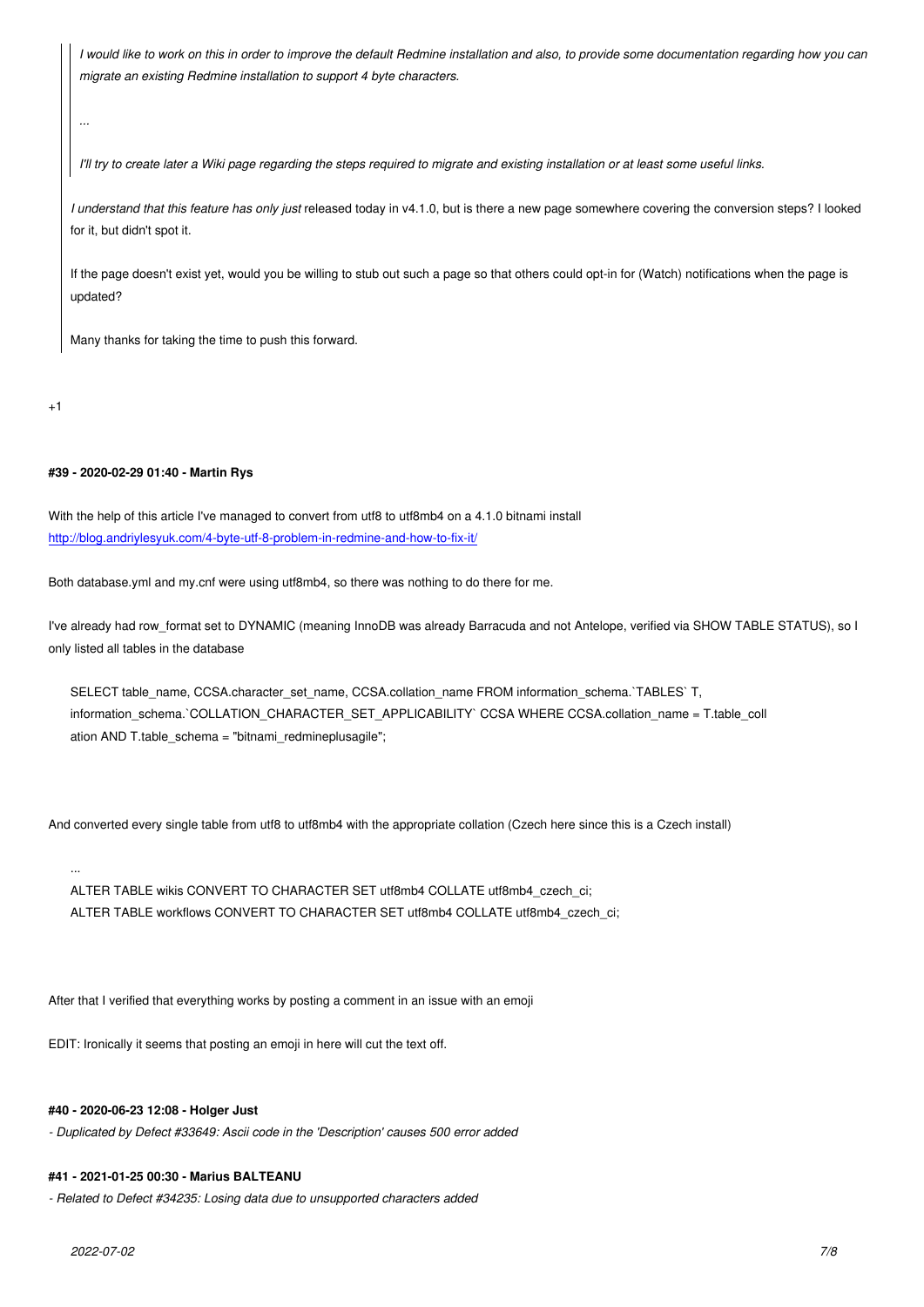> > *I would like to work on this in order to improve the default Redmine installation and also, to provide some documentation regarding how you can migrate an existing Redmine installation to support 4 byte characters.*
> >
> > *...*
> >
> > *I'll try to create later a Wiki page regarding the steps required to migrate and existing installation or at least some useful links.*
>
> *I understand that this feature has only just* released today in v4.1.0, but is there a new page somewhere covering the conversion steps? I looked for it, but didn't spot it.
>
> If the page doesn't exist yet, would you be willing to stub out such a page so that others could opt-in for (Watch) notifications when the page is updated?
>
> Many thanks for taking the time to push this forward.

+1

#### #39 - 2020-02-29 01:40 - Martin Rys

With the help of this article I've managed to convert from utf8 to utf8mb4 on a 4.1.0 bitnami install
http://blog.andriylesyuk.com/4-byte-utf-8-problem-in-redmine-and-how-to-fix-it/

Both database.yml and my.cnf were using utf8mb4, so there was nothing to do there for me.

I've already had row_format set to DYNAMIC (meaning InnoDB was already Barracuda and not Antelope, verified via SHOW TABLE STATUS), so I only listed all tables in the database

```
SELECT table_name, CCSA.character_set_name, CCSA.collation_name FROM information_schema.`TABLES` T,
information_schema.`COLLATION_CHARACTER_SET_APPLICABILITY` CCSA WHERE CCSA.collation_name = T.table_coll
ation AND T.table_schema = "bitnami_redmineplusagile";
```

And converted every single table from utf8 to utf8mb4 with the appropriate collation (Czech here since this is a Czech install)

```
...
ALTER TABLE wikis CONVERT TO CHARACTER SET utf8mb4 COLLATE utf8mb4_czech_ci;
ALTER TABLE workflows CONVERT TO CHARACTER SET utf8mb4 COLLATE utf8mb4_czech_ci;
```

After that I verified that everything works by posting a comment in an issue with an emoji

EDIT: Ironically it seems that posting an emoji in here will cut the text off.

#### #40 - 2020-06-23 12:08 - Holger Just

*- Duplicated by Defect #33649: Ascii code in the 'Description' causes 500 error added*

#### #41 - 2021-01-25 00:30 - Marius BALTEANU

*- Related to Defect #34235: Losing data due to unsupported characters added*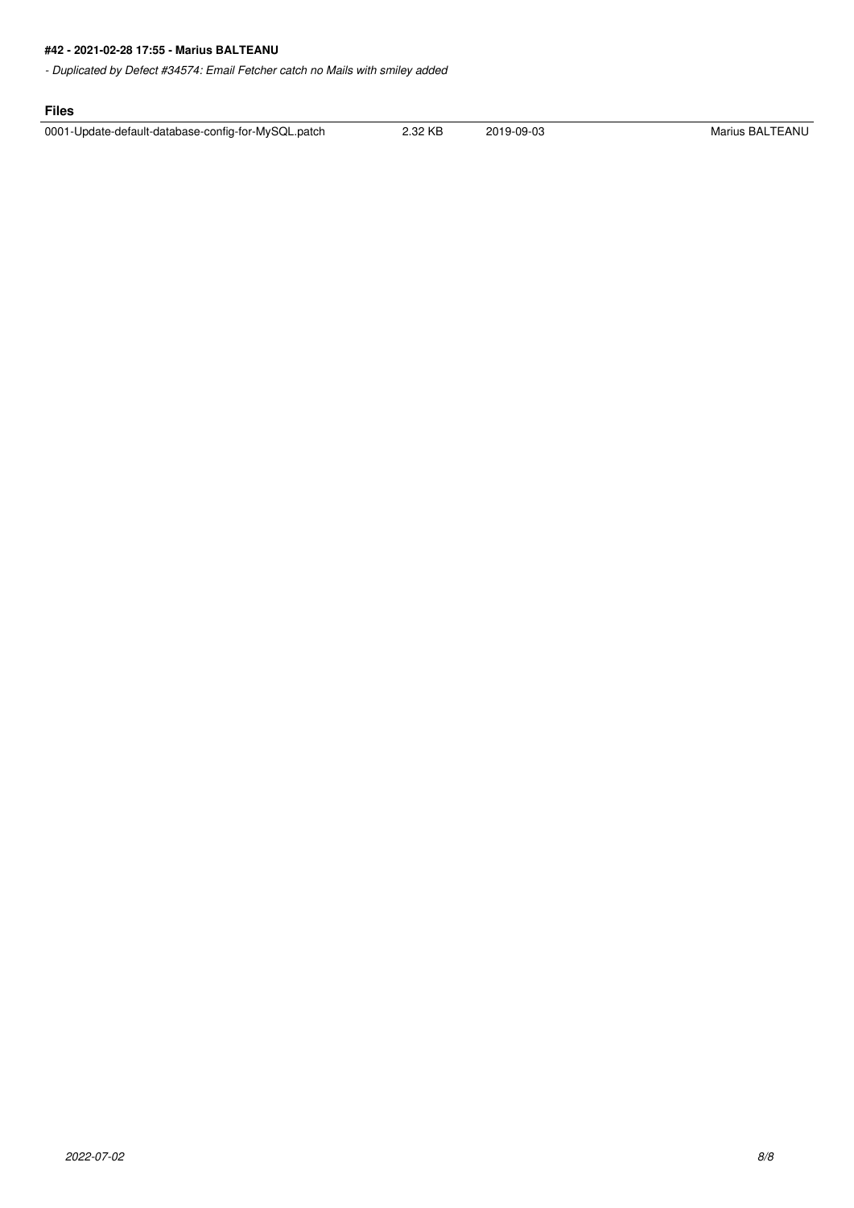**#42 - 2021-02-28 17:55 - Marius BALTEANU**

*- Duplicated by Defect #34574: Email Fetcher catch no Mails with smiley added*

**Files**

| | | | |
|---|---|---|---|
| 0001-Update-default-database-config-for-MySQL.patch | 2.32 KB | 2019-09-03 | Marius BALTEANU |